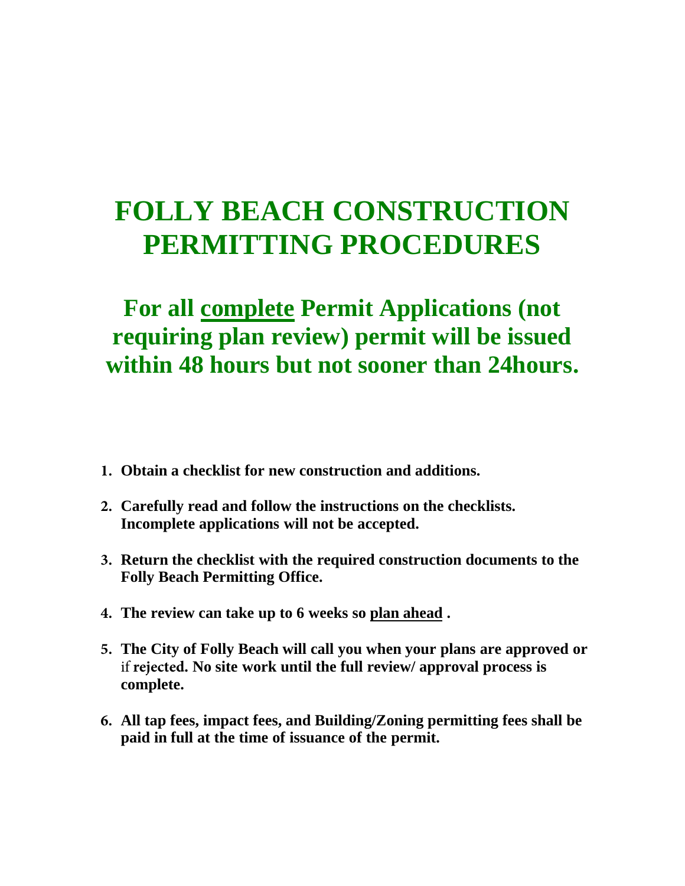# FOLLY BEACH CONSTRUCTION PERMITTING PROCEDURES

## For all <u>complete</u> Permit Applications (not requiring plan review) permit will be issued within 48 hours but not sooner than 24hours.

1. **Obtain a checklist for new construction and additions.**
2. **Carefully read and follow the instructions on the checklists. Incomplete applications will not be accepted.**
3. **Return the checklist with the required construction documents to the Folly Beach Permitting Office.**
4. **The review can take up to 6 weeks so <u>plan ahead</u> .**
5. **The City of Folly Beach will call you when your plans are approved or** if **rejected. No site work until the full review/ approval process is complete.**
6. **All tap fees, impact fees, and Building/Zoning permitting fees shall be paid in full at the time of issuance of the permit.**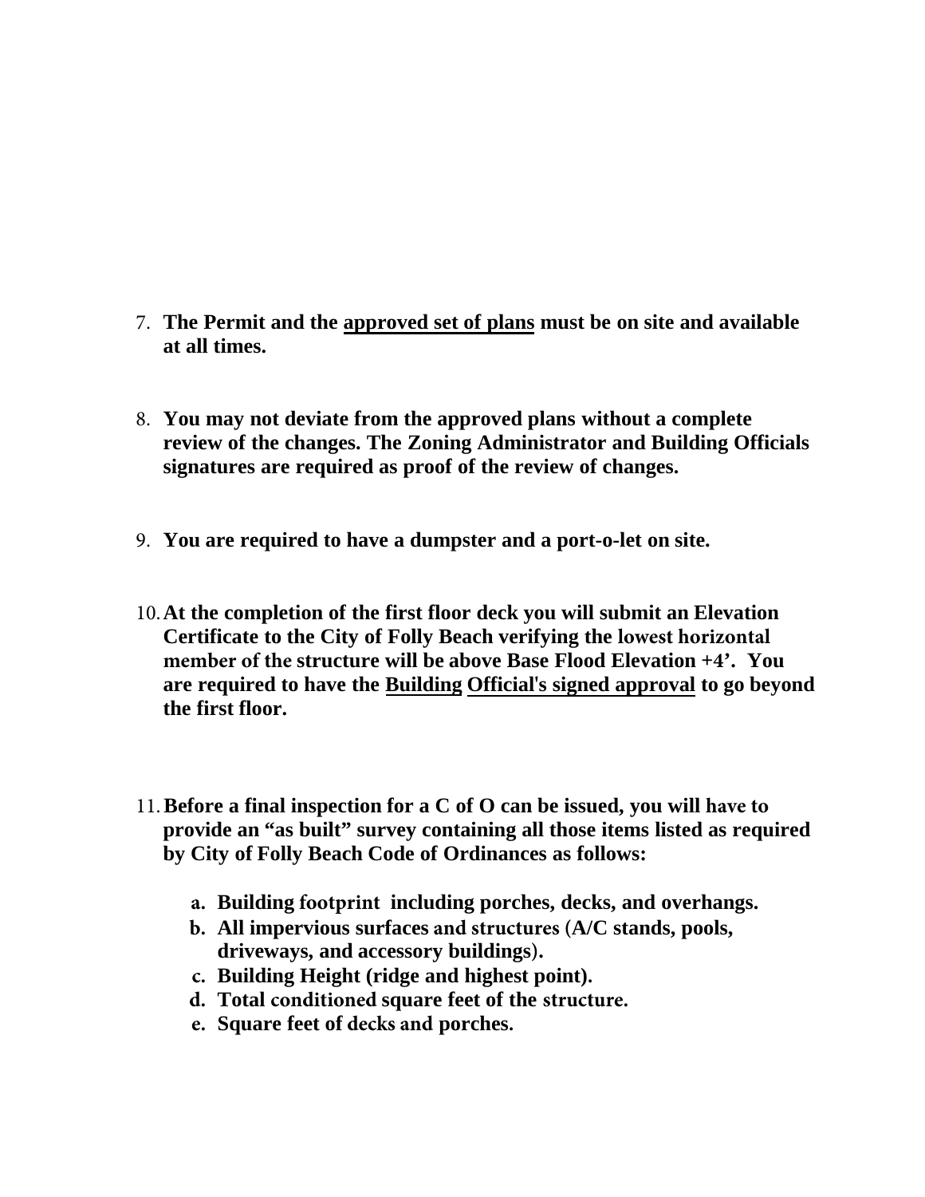7. **The Permit and the <u>approved set of plans</u> must be on site and available at all times.**

8. **You may not deviate from the approved plans without a complete review of the changes. The Zoning Administrator and Building Officials signatures are required as proof of the review of changes.**

9. **You are required to have a dumpster and a port-o-let on site.**

10. **At the completion of the first floor deck you will submit an Elevation Certificate to the City of Folly Beach verifying the lowest horizontal member of the structure will be above Base Flood Elevation +4'. You are required to have the <u>Building Official's signed approval</u> to go beyond the first floor.**

11. **Before a final inspection for a C of O can be issued, you will have to provide an "as built" survey containing all those items listed as required by City of Folly Beach Code of Ordinances as follows:**

    a. **Building footprint including porches, decks, and overhangs.**
    b. **All impervious surfaces and structures (A/C stands, pools, driveways, and accessory buildings).**
    c. **Building Height (ridge and highest point).**
    d. **Total conditioned square feet of the structure.**
    e. **Square feet of decks and porches.**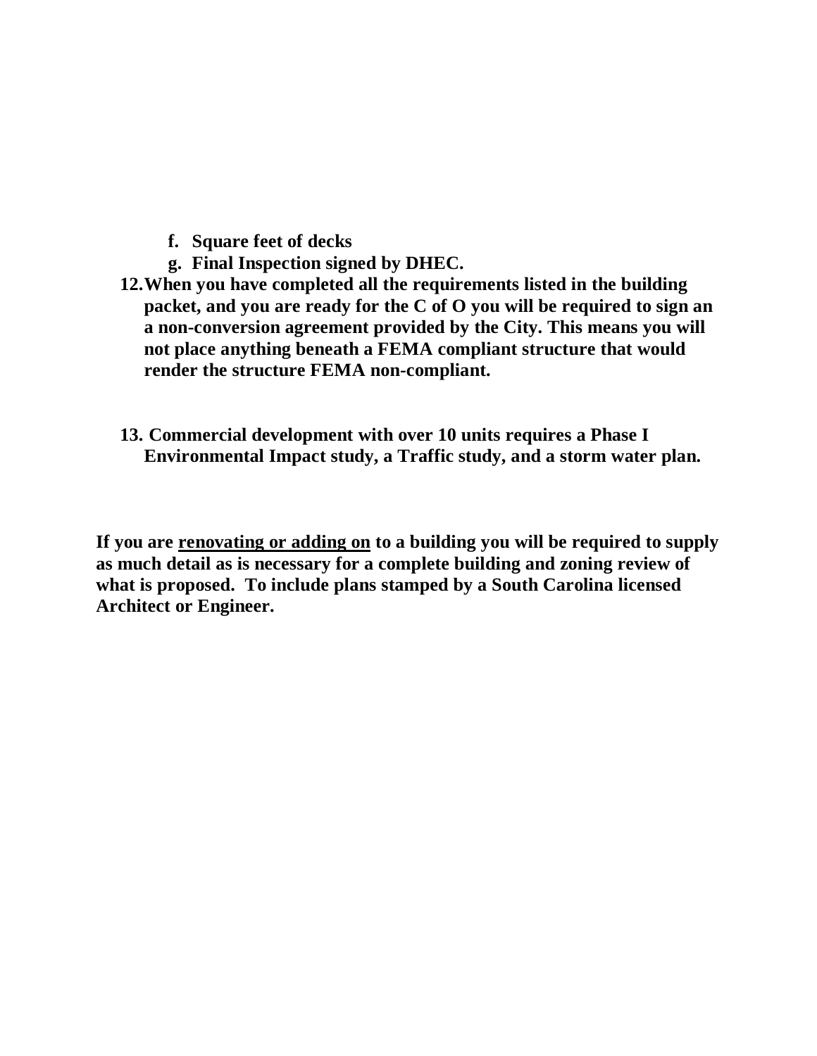f. **Square feet of decks**
   g. **Final Inspection signed by DHEC.**

12. **When you have completed all the requirements listed in the building packet, and you are ready for the C of O you will be required to sign an a non-conversion agreement provided by the City. This means you will not place anything beneath a FEMA compliant structure that would render the structure FEMA non-compliant.**

13. **Commercial development with over 10 units requires a Phase I Environmental Impact study, a Traffic study, and a storm water plan.**

**If you are <u>renovating or adding on</u> to a building you will be required to supply as much detail as is necessary for a complete building and zoning review of what is proposed. To include plans stamped by a South Carolina licensed Architect or Engineer.**